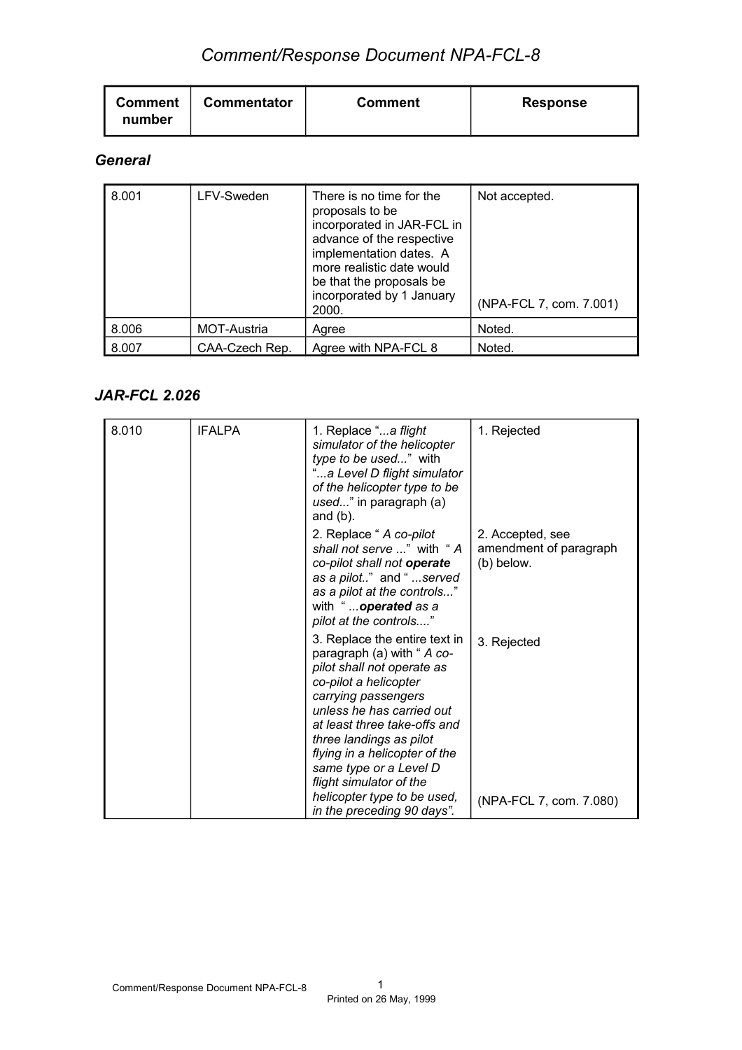# Comment/Response Document NPA-FCL-8

| Comment number | Commentator | Comment | Response |
|---|---|---|---|

### *General*

| Comment number | Commentator | Comment | Response |
|---|---|---|---|
| 8.001 | LFV-Sweden | There is no time for the proposals to be incorporated in JAR-FCL in advance of the respective implementation dates. A more realistic date would be that the proposals be incorporated by 1 January 2000. | Not accepted. (NPA-FCL 7, com. 7.001) |
| 8.006 | MOT-Austria | Agree | Noted. |
| 8.007 | CAA-Czech Rep. | Agree with NPA-FCL 8 | Noted. |

### *JAR-FCL 2.026*

| Comment number | Commentator | Comment | Response |
|---|---|---|---|
| 8.010 | IFALPA | 1. Replace "*...a flight simulator of the helicopter type to be used...*" with "*...a Level D flight simulator of the helicopter type to be used...*" in paragraph (a) and (b). | 1. Rejected |
| | | 2. Replace " *A co-pilot shall not serve* ..." with " *A co-pilot shall not **operate** as a pilot..*" and " *...served as a pilot at the controls...*" with " *...**operated** as a pilot at the controls....*" | 2. Accepted, see amendment of paragraph (b) below. |
| | | 3. Replace the entire text in paragraph (a) with " *A co-pilot shall not operate as co-pilot a helicopter carrying passengers unless he has carried out at least three take-offs and three landings as pilot flying in a helicopter of the same type or a Level D flight simulator of the helicopter type to be used, in the preceding 90 days*". | 3. Rejected (NPA-FCL 7, com. 7.080) |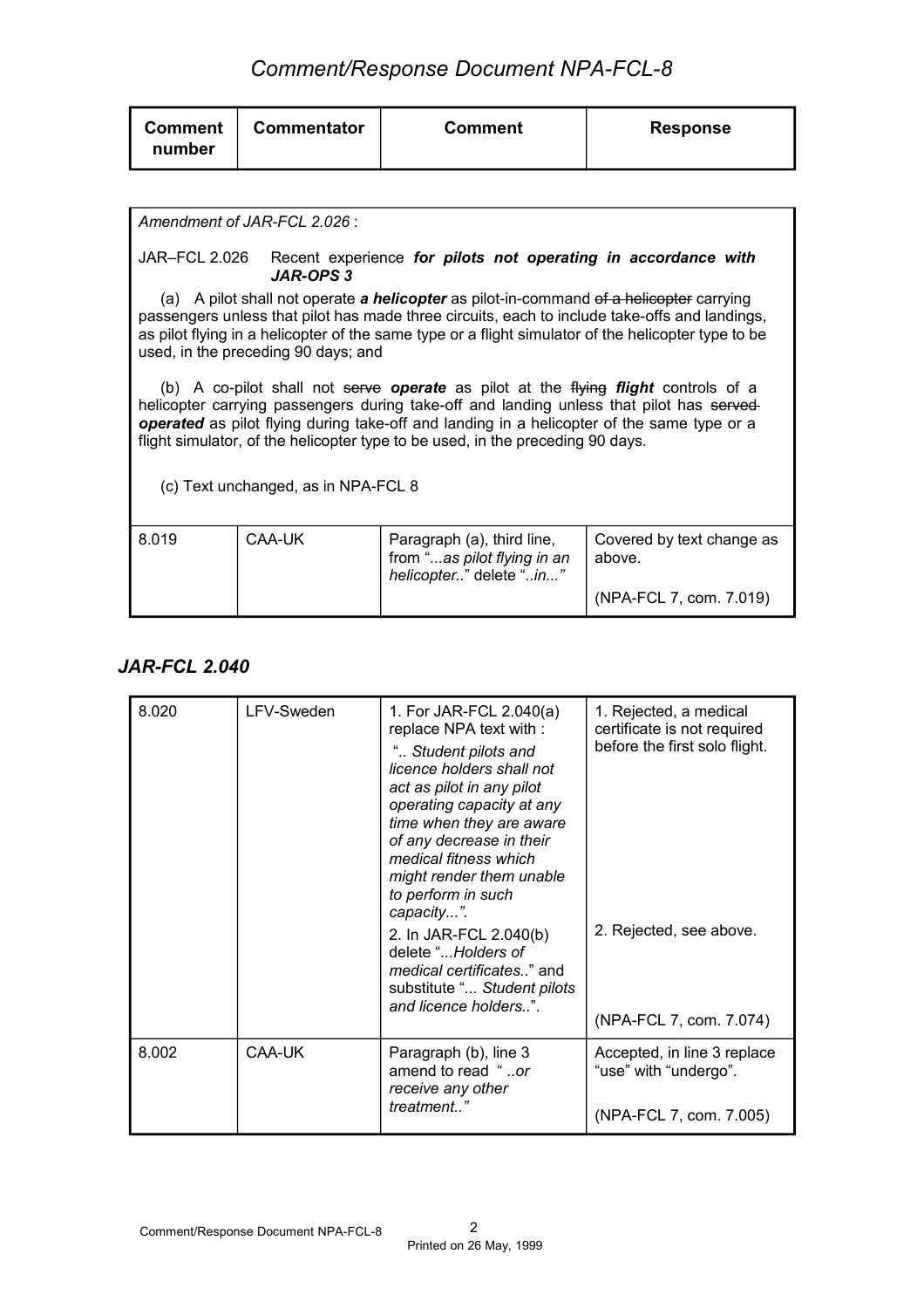| Comment number | Commentator | Comment | Response |
|---|---|---|---|

*Amendment of JAR-FCL 2.026* :

JAR–FCL 2.026 Recent experience ***for pilots not operating in accordance with JAR-OPS 3***

(a) A pilot shall not operate ***a helicopter*** as pilot-in-command ~~of a helicopter~~ carrying passengers unless that pilot has made three circuits, each to include take-offs and landings, as pilot flying in a helicopter of the same type or a flight simulator of the helicopter type to be used, in the preceding 90 days; and

(b) A co-pilot shall not ~~serve~~ ***operate*** as pilot at the ~~flying~~ ***flight*** controls of a helicopter carrying passengers during take-off and landing unless that pilot has ~~served~~ ***operated*** as pilot flying during take-off and landing in a helicopter of the same type or a flight simulator, of the helicopter type to be used, in the preceding 90 days.

(c) Text unchanged, as in NPA-FCL 8

| Comment number | Commentator | Comment | Response |
|---|---|---|---|
| 8.019 | CAA-UK | Paragraph (a), third line, from "*...as pilot flying in an helicopter..*" delete "*..in...*" | Covered by text change as above.<br><br>(NPA-FCL 7, com. 7.019) |

## *JAR-FCL 2.040*

| Comment number | Commentator | Comment | Response |
|---|---|---|---|
| 8.020 | LFV-Sweden | 1. For JAR-FCL 2.040(a) replace NPA text with :<br>"*.. Student pilots and licence holders shall not act as pilot in any pilot operating capacity at any time when they are aware of any decrease in their medical fitness which might render them unable to perform in such capacity...*".<br>2. In JAR-FCL 2.040(b) delete "*...Holders of medical certificates..*" and substitute "*... Student pilots and licence holders..*". | 1. Rejected, a medical certificate is not required before the first solo flight.<br><br>2. Rejected, see above.<br><br>(NPA-FCL 7, com. 7.074) |
| 8.002 | CAA-UK | Paragraph (b), line 3 amend to read "*..or receive any other treatment..*" | Accepted, in line 3 replace "use" with "undergo".<br><br>(NPA-FCL 7, com. 7.005) |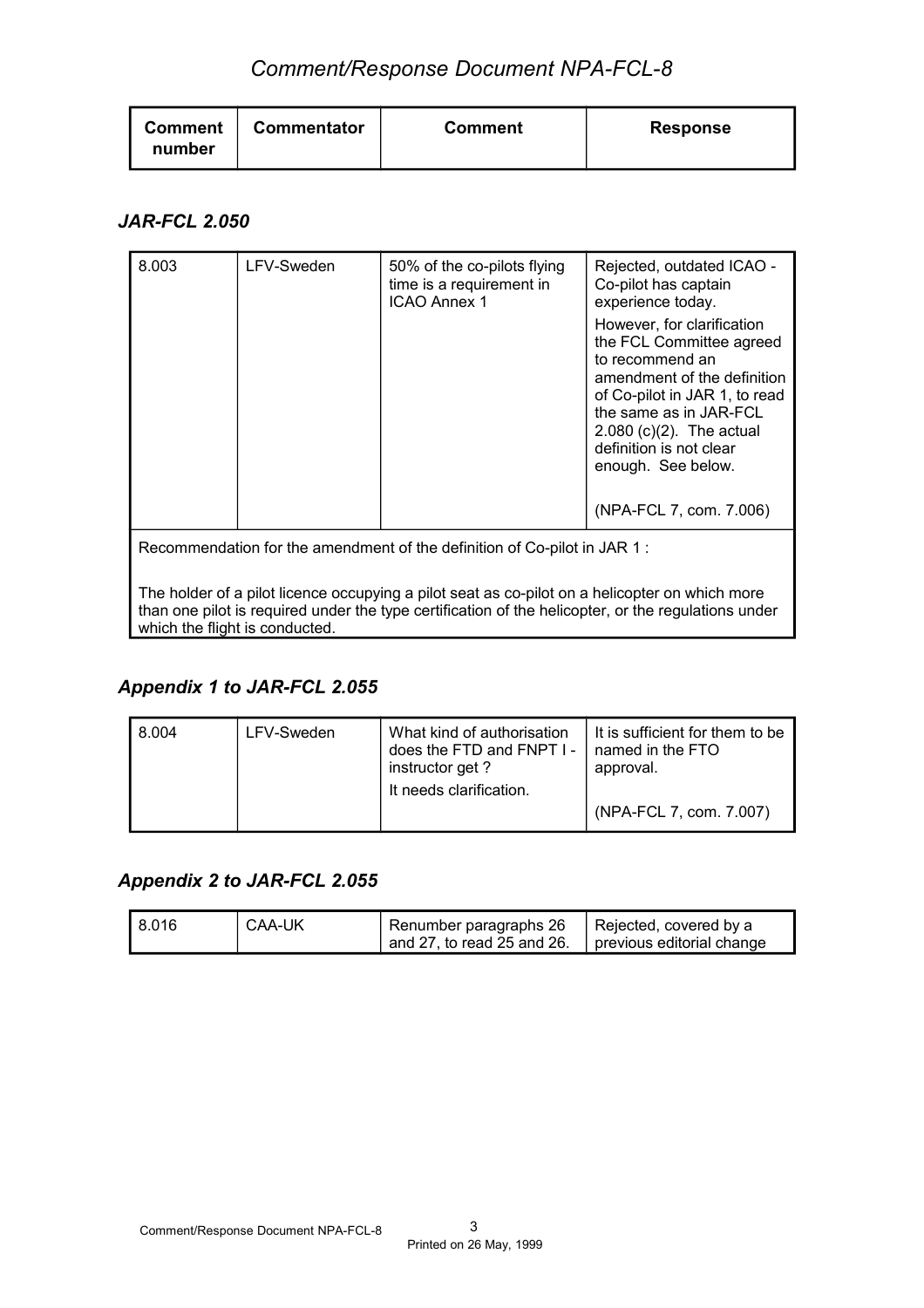| Comment number | Commentator | Comment | Response |
|---|---|---|---|

### *JAR-FCL 2.050*

| Comment number | Commentator | Comment | Response |
|---|---|---|---|
| 8.003 | LFV-Sweden | 50% of the co-pilots flying time is a requirement in ICAO Annex 1 | Rejected, outdated ICAO - Co-pilot has captain experience today.<br><br>However, for clarification the FCL Committee agreed to recommend an amendment of the definition of Co-pilot in JAR 1, to read the same as in JAR-FCL 2.080 (c)(2). The actual definition is not clear enough. See below.<br><br>(NPA-FCL 7, com. 7.006) |

Recommendation for the amendment of the definition of Co-pilot in JAR 1 :

The holder of a pilot licence occupying a pilot seat as co-pilot on a helicopter on which more than one pilot is required under the type certification of the helicopter, or the regulations under which the flight is conducted.

### *Appendix 1 to JAR-FCL 2.055*

| Comment number | Commentator | Comment | Response |
|---|---|---|---|
| 8.004 | LFV-Sweden | What kind of authorisation does the FTD and FNPT I - instructor get ?<br><br>It needs clarification. | It is sufficient for them to be named in the FTO approval.<br><br>(NPA-FCL 7, com. 7.007) |

### *Appendix 2 to JAR-FCL 2.055*

| Comment number | Commentator | Comment | Response |
|---|---|---|---|
| 8.016 | CAA-UK | Renumber paragraphs 26 and 27, to read 25 and 26. | Rejected, covered by a previous editorial change |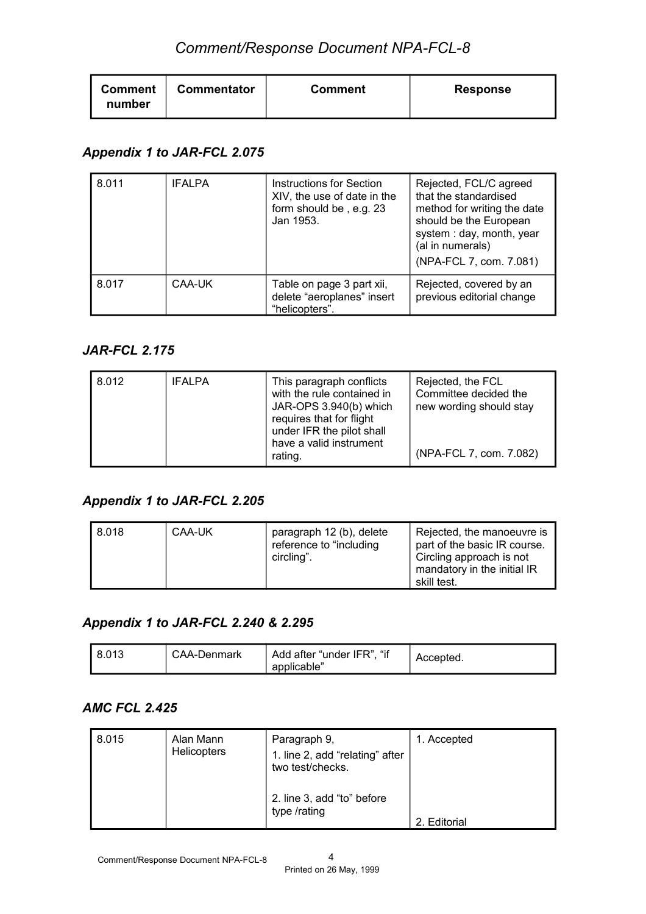| Comment number | Commentator | Comment | Response |
|---|---|---|---|

### *Appendix 1 to JAR-FCL 2.075*

| Comment number | Commentator | Comment | Response |
|---|---|---|---|
| 8.011 | IFALPA | Instructions for Section XIV, the use of date in the form should be , e.g. 23 Jan 1953. | Rejected, FCL/C agreed that the standardised method for writing the date should be the European system : day, month, year (al in numerals)<br>(NPA-FCL 7, com. 7.081) |
| 8.017 | CAA-UK | Table on page 3 part xii, delete “aeroplanes” insert “helicopters”. | Rejected, covered by an previous editorial change |

### *JAR-FCL 2.175*

| Comment number | Commentator | Comment | Response |
|---|---|---|---|
| 8.012 | IFALPA | This paragraph conflicts with the rule contained in JAR-OPS 3.940(b) which requires that for flight under IFR the pilot shall have a valid instrument rating. | Rejected, the FCL Committee decided the new wording should stay<br>(NPA-FCL 7, com. 7.082) |

### *Appendix 1 to JAR-FCL 2.205*

| Comment number | Commentator | Comment | Response |
|---|---|---|---|
| 8.018 | CAA-UK | paragraph 12 (b), delete reference to “including circling”. | Rejected, the manoeuvre is part of the basic IR course. Circling approach is not mandatory in the initial IR skill test. |

### *Appendix 1 to JAR-FCL 2.240 & 2.295*

| Comment number | Commentator | Comment | Response |
|---|---|---|---|
| 8.013 | CAA-Denmark | Add after “under IFR”, “if applicable” | Accepted. |

### *AMC FCL 2.425*

| Comment number | Commentator | Comment | Response |
|---|---|---|---|
| 8.015 | Alan Mann Helicopters | Paragraph 9,<br>1. line 2, add “relating” after two test/checks.<br>2. line 3, add “to” before type /rating | 1. Accepted<br>2. Editorial |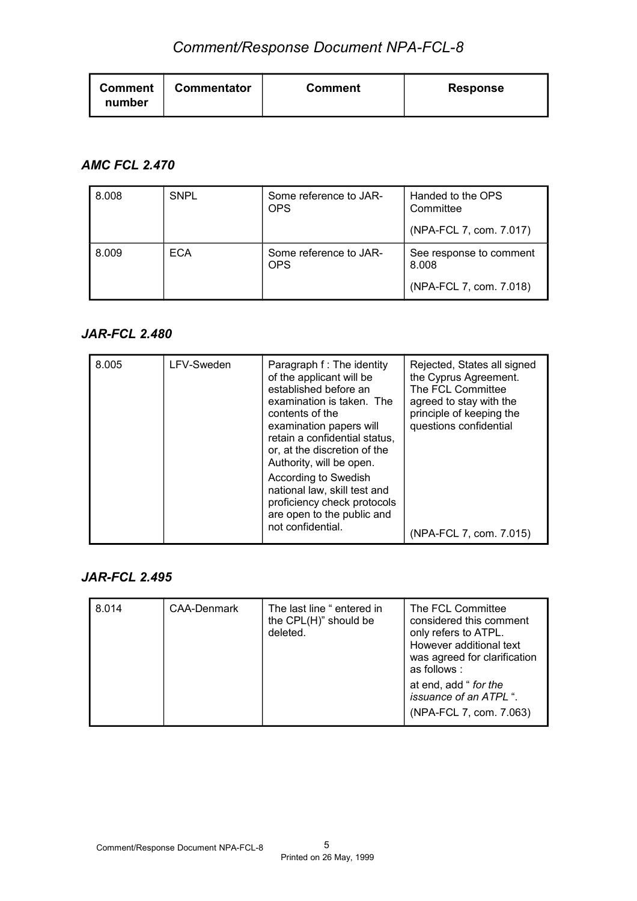| Comment number | Commentator | Comment | Response |
|---|---|---|---|

### *AMC FCL 2.470*

| | | | |
|---|---|---|---|
| 8.008 | SNPL | Some reference to JAR-OPS | Handed to the OPS Committee<br><br>(NPA-FCL 7, com. 7.017) |
| 8.009 | ECA | Some reference to JAR-OPS | See response to comment 8.008<br><br>(NPA-FCL 7, com. 7.018) |

### *JAR-FCL 2.480*

| | | | |
|---|---|---|---|
| 8.005 | LFV-Sweden | Paragraph f : The identity of the applicant will be established before an examination is taken. The contents of the examination papers will retain a confidential status, or, at the discretion of the Authority, will be open.<br><br>According to Swedish national law, skill test and proficiency check protocols are open to the public and not confidential. | Rejected, States all signed the Cyprus Agreement. The FCL Committee agreed to stay with the principle of keeping the questions confidential<br><br>(NPA-FCL 7, com. 7.015) |

### *JAR-FCL 2.495*

| | | | |
|---|---|---|---|
| 8.014 | CAA-Denmark | The last line " entered in the CPL(H)" should be deleted. | The FCL Committee considered this comment only refers to ATPL. However additional text was agreed for clarification as follows :<br><br>at end, add " *for the issuance of an ATPL* ".<br><br>(NPA-FCL 7, com. 7.063) |

Printed on 26 May, 1999